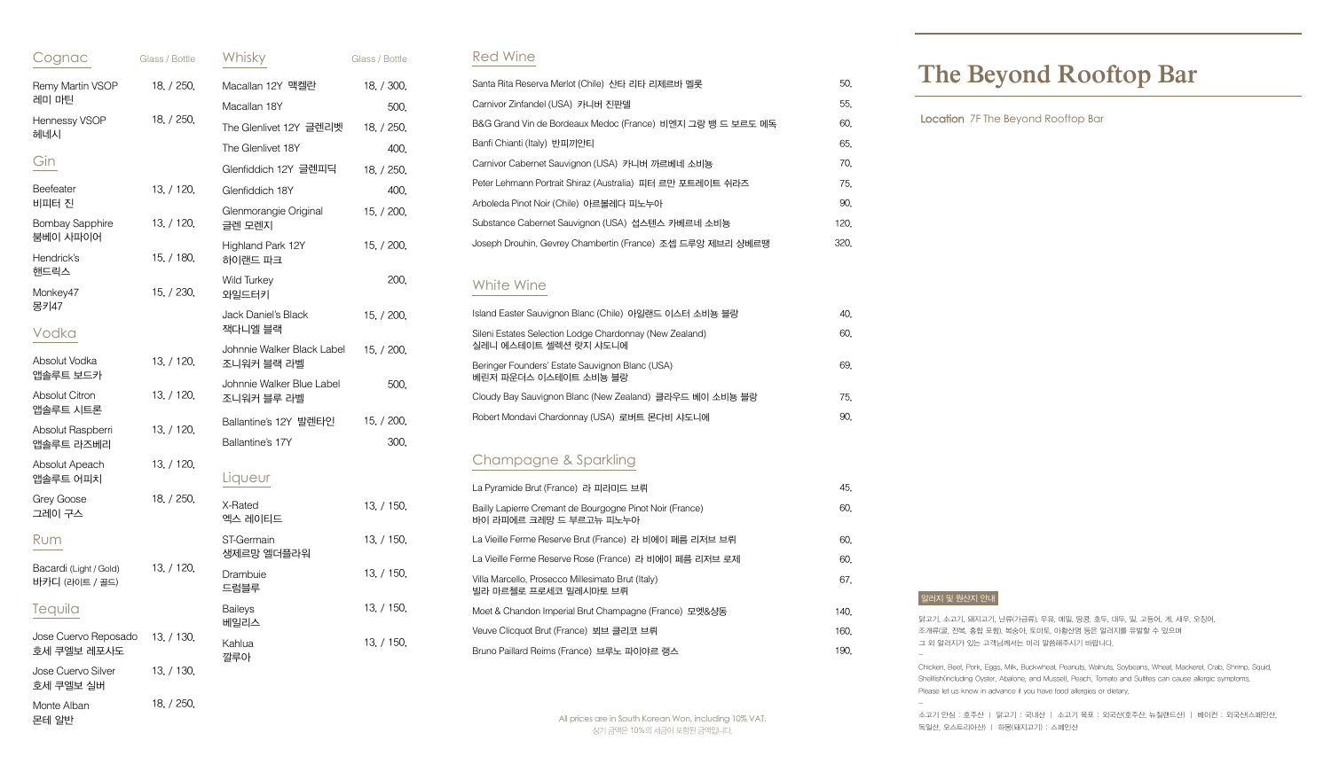# The Beyond Rooftop Bar

**Location** 7F The Beyond Rooftop Bar

## Cognac

| Cognac | Glass / Bottle |
|---|---|
| Remy Martin VSOP 레미 마틴 | 18. / 250. |
| Hennessy VSOP 헤네시 | 18. / 250. |

## Gin

| Gin | Glass / Bottle |
|---|---|
| Beefeater 비피터 진 | 13. / 120. |
| Bombay Sapphire 봄베이 사파이어 | 13. / 120. |
| Hendrick's 핸드릭스 | 15. / 180. |
| Monkey47 몽키47 | 15. / 230. |

## Vodka

| Vodka | Glass / Bottle |
|---|---|
| Absolut Vodka 앱솔루트 보드카 | 13. / 120. |
| Absolut Citron 앱솔루트 시트론 | 13. / 120. |
| Absolut Raspberri 앱솔루트 라즈베리 | 13. / 120. |
| Absolut Apeach 앱솔루트 어피치 | 13. / 120. |
| Grey Goose 그레이 구스 | 18. / 250. |

## Rum

| Rum | Glass / Bottle |
|---|---|
| Bacardi (Light / Gold) 바카디 (라이트 / 골드) | 13. / 120. |

## Tequila

| Tequila | Glass / Bottle |
|---|---|
| Jose Cuervo Reposado 호세 쿠엘보 레포사도 | 13. / 130. |
| Jose Cuervo Silver 호세 쿠엘보 실버 | 13. / 130. |
| Monte Alban 몬테 알반 | 18. / 250. |

## Whisky

| Whisky | Glass / Bottle |
|---|---|
| Macallan 12Y 맥켈란 | 18. / 300. |
| Macallan 18Y | 500. |
| The Glenlivet 12Y 글렌리벳 | 18. / 250. |
| The Glenlivet 18Y | 400. |
| Glenfiddich 12Y 글렌피딕 | 18. / 250. |
| Glenfiddich 18Y | 400. |
| Glenmorangie Original 글렌 모렌지 | 15. / 200. |
| Highland Park 12Y 하이랜드 파크 | 15. / 200. |
| Wild Turkey 와일드터키 | 200. |
| Jack Daniel's Black 잭다니엘 블랙 | 15. / 200. |
| Johnnie Walker Black Label 조니워커 블랙 라벨 | 15. / 200. |
| Johnnie Walker Blue Label 조니워커 블루 라벨 | 500. |
| Ballantine's 12Y 발렌타인 | 15. / 200. |
| Ballantine's 17Y | 300. |

## Liqueur

| Liqueur | Glass / Bottle |
|---|---|
| X-Rated 엑스 레이티드 | 13. / 150. |
| ST-Germain 생제르망 엘더플라워 | 13. / 150. |
| Drambuie 드람뷰 | 13. / 150. |
| Baileys 베일리스 | 13. / 150. |
| Kahlua 깔루아 | 13. / 150. |

## Red Wine

| Red Wine | Bottle |
|---|---|
| Santa Rita Reserva Merlot (Chile) 산타 리타 리제르바 멜롯 | 50. |
| Carnivor Zinfandel (USA) 카니버 진판델 | 55. |
| B&G Grand Vin de Bordeaux Medoc (France) 비엔지 그랑 뱅 드 보르도 메독 | 60. |
| Banfi Chianti (Italy) 반피끼안티 | 65. |
| Carnivor Cabernet Sauvignon (USA) 카니버 까르베네 소비뇽 | 70. |
| Peter Lehmann Portrait Shiraz (Australia) 피터 르만 포트레이트 쉬라즈 | 75. |
| Arboleda Pinot Noir (Chile) 아르볼레다 피노누아 | 90. |
| Substance Cabernet Sauvignon (USA) 섭스텐스 카베르네 소비뇽 | 120. |
| Joseph Drouhin, Gevrey Chambertin (France) 조셉 드루앙 제브리 샹베르땡 | 320. |

## White Wine

| White Wine | Bottle |
|---|---|
| Island Easter Sauvignon Blanc (Chile) 아일랜드 이스터 소비뇽 블랑 | 40. |
| Sileni Estates Selection Lodge Chardonnay (New Zealand) 실레니 에스테이트 셀렉션 랏지 샤도니에 | 60. |
| Beringer Founders' Estate Sauvignon Blanc (USA) 베린저 파운더스 이스테이트 소비뇽 블랑 | 69. |
| Cloudy Bay Sauvignon Blanc (New Zealand) 클라우드 베이 소비뇽 블랑 | 75. |
| Robert Mondavi Chardonnay (USA) 로버트 몬다비 샤도니에 | 90. |

## Champagne & Sparkling

| Champagne & Sparkling | Bottle |
|---|---|
| La Pyramide Brut (France) 라 피라미드 브뤼 | 45. |
| Bailly Lapierre Cremant de Bourgogne Pinot Noir (France) 바이 라피에르 크레망 드 부르고뉴 피노누아 | 60. |
| La Vieille Ferme Reserve Brut (France) 라 비에이 페름 리저브 브뤼 | 60. |
| La Vieille Ferme Reserve Rose (France) 라 비에이 페름 리저브 로제 | 60. |
| Villa Marcello, Prosecco Millesimato Brut (Italy) 빌라 마르첼로 프로세코 밀레시마토 브뤼 | 67. |
| Moet & Chandon Imperial Brut Champagne (France) 모엣&샹동 | 140. |
| Veuve Clicquot Brut (France) 뵈브 클리코 브뤼 | 160. |
| Bruno Paillard Reims (France) 브루노 파이야르 랭스 | 190. |

All prices are in South Korean Won, including 10% VAT.
상기 금액은 10%의 세금이 포함된 금액입니다.

### 알러지 및 원산지 안내

닭고기, 소고기, 돼지고기, 난류(가금류), 우유, 메밀, 땅콩, 호두, 대두, 밀, 고등어, 게, 새우, 오징어, 조개류(굴, 전복, 홍합 포함), 복숭아, 토마토, 아황산염 등은 알러지를 유발할 수 있으며 그 외 알러지가 있는 고객님께서는 미리 말씀해주시기 바랍니다.

–

Chicken, Beef, Pork, Eggs, Milk, Buckwheat, Peanuts, Walnuts, Soybeans, Wheat, Mackerel, Crab, Shrimp, Squid, Shellfish(including Oyster, Abalone, and Mussel), Peach, Tomato and Sulfites can cause allergic symptoms. Please let us know in advance if you have food allergies or dietary.

–

소고기 안심 : 호주산 | 닭고기 : 국내산 | 소고기 목묘 : 외국산(호주산, 뉴질랜드산) | 베이컨 : 외국산(스페인산, 독일산, 오스트리아산) | 하몽(돼지고기) : 스페인산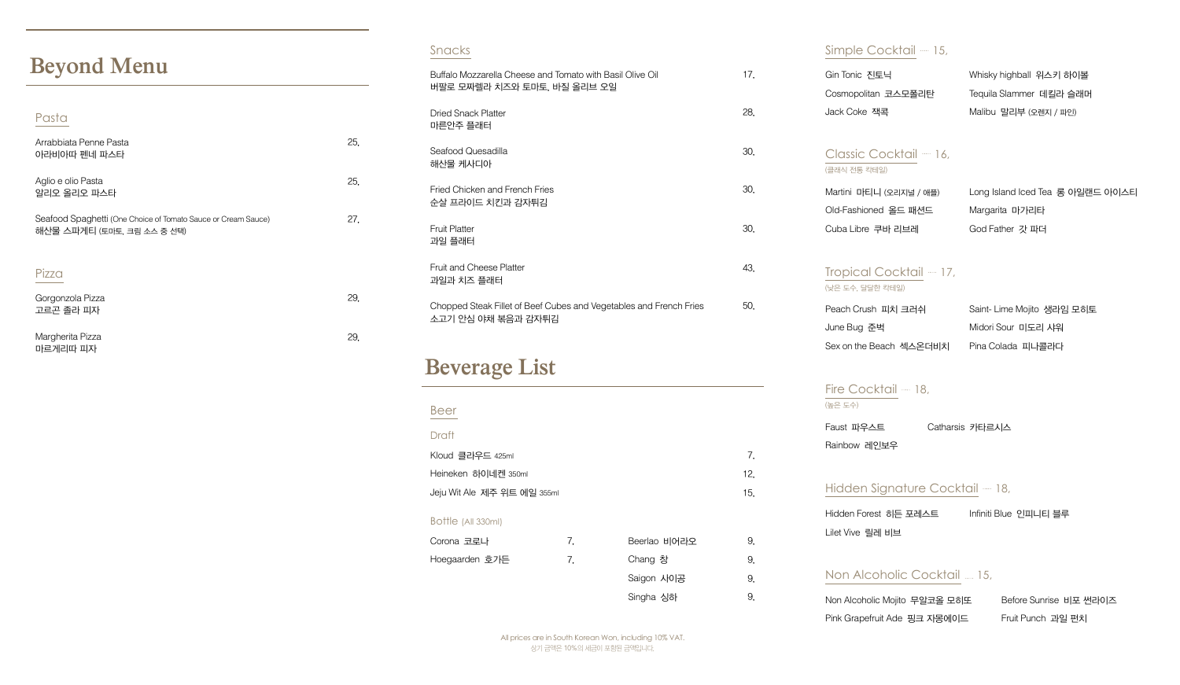# Beyond Menu

## Pasta

| | |
|---|---|
| Arrabbiata Penne Pasta<br>아라비아따 펜네 파스타 | 25. |
| Aglio e olio Pasta<br>알리오 올리오 파스타 | 25. |
| Seafood Spaghetti (One Choice of Tomato Sauce or Cream Sauce)<br>해산물 스파게티 (토마토, 크림 소스 중 선택) | 27. |

## Pizza

| | |
|---|---|
| Gorgonzola Pizza<br>고르곤 졸라 피자 | 29. |
| Margherita Pizza<br>마르게리따 피자 | 29. |

## Snacks

| | |
|---|---|
| Buffalo Mozzarella Cheese and Tomato with Basil Olive Oil<br>버팔로 모짜렐라 치즈와 토마토, 바질 올리브 오일 | 17. |
| Dried Snack Platter<br>마른안주 플래터 | 28. |
| Seafood Quesadilla<br>해산물 케사디아 | 30. |
| Fried Chicken and French Fries<br>순살 프라이드 치킨과 감자튀김 | 30. |
| Fruit Platter<br>과일 플래터 | 30. |
| Fruit and Cheese Platter<br>과일과 치즈 플래터 | 43. |
| Chopped Steak Fillet of Beef Cubes and Vegetables and French Fries<br>소고기 안심 야채 볶음과 감자튀김 | 50. |

# Beverage List

## Beer

### Draft

| | |
|---|---|
| Kloud 클라우드 425ml | 7. |
| Heineken 하이네켄 350ml | 12. |
| Jeju Wit Ale 제주 위트 에일 355ml | 15. |

### Bottle (All 330ml)

| | | | |
|---|---|---|---|
| Corona 코로나 | 7. | Beerlao 비어라오 | 9. |
| Hoegaarden 호가든 | 7. | Chang 창 | 9. |
| | | Saigon 사이공 | 9. |
| | | Singha 싱하 | 9. |

## Simple Cocktail ····· 15.

- Gin Tonic 진토닉
- Cosmopolitan 코스모폴리탄
- Jack Coke 잭콕
- Whisky highball 위스키 하이볼
- Tequila Slammer 데킬라 슬래머
- Malibu 말리부 (오렌지 / 파인)

## Classic Cocktail ····· 16.

(클래식 전통 칵테일)

- Martini 마티니 (오리지널 / 애플)
- Old-Fashioned 올드 패션드
- Cuba Libre 쿠바 리브레
- Long Island Iced Tea 롱 아일랜드 아이스티
- Margarita 마가리타
- God Father 갓 파더

## Tropical Cocktail ····· 17.

(낮은 도수, 달달한 칵테일)

- Peach Crush 피치 크러쉬
- June Bug 준벅
- Sex on the Beach 섹스온더비치
- Saint- Lime Mojito 생라임 모히토
- Midori Sour 미도리 샤워
- Pina Colada 피나콜라다

## Fire Cocktail ····· 18.

(높은 도수)

- Faust 파우스트
- Rainbow 레인보우
- Catharsis 카타르시스

## Hidden Signature Cocktail ····· 18.

- Hidden Forest 히든 포레스트
- Lilet Vive 릴레 비브
- Infiniti Blue 인피니티 블루

## Non Alcoholic Cocktail ····· 15.

- Non Alcoholic Mojito 무알코올 모히또
- Pink Grapefruit Ade 핑크 자몽에이드
- Before Sunrise 비포 썬라이즈
- Fruit Punch 과일 펀치

All prices are in South Korean Won, including 10% VAT.
상기 금액은 10%의 세금이 포함된 금액입니다.